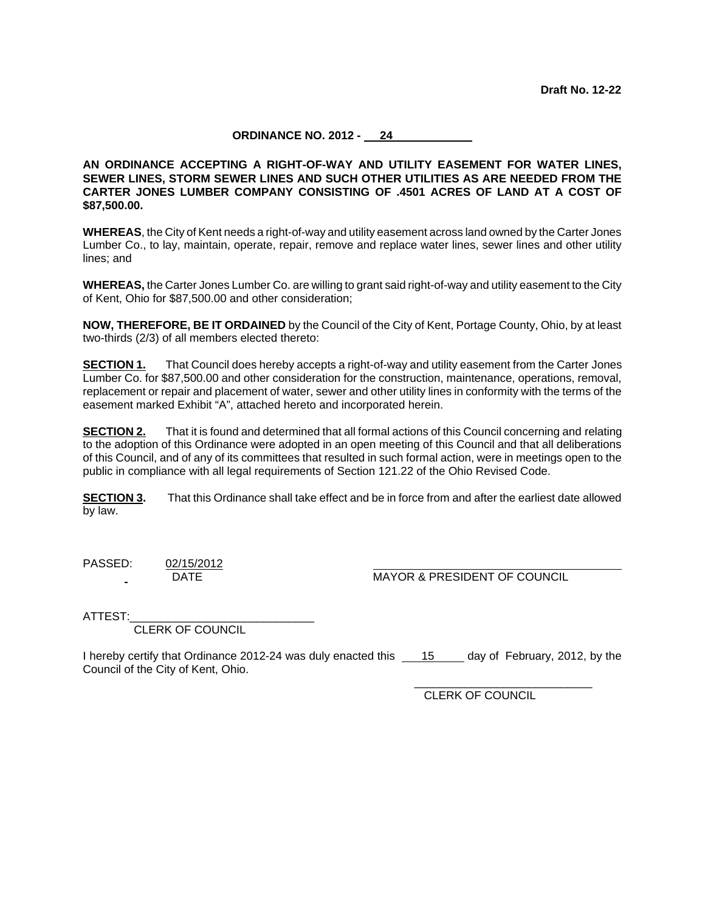**Draft No. 12-22**

**ORDINANCE NO. 2012 - 24**

**AN ORDINANCE ACCEPTING A RIGHT-OF-WAY AND UTILITY EASEMENT FOR WATER LINES, SEWER LINES, STORM SEWER LINES AND SUCH OTHER UTILITIES AS ARE NEEDED FROM THE CARTER JONES LUMBER COMPANY CONSISTING OF .4501 ACRES OF LAND AT A COST OF $87,500.00.**

**WHEREAS**, the City of Kent needs a right-of-way and utility easement across land owned by the Carter Jones Lumber Co., to lay, maintain, operate, repair, remove and replace water lines, sewer lines and other utility lines; and

**WHEREAS,** the Carter Jones Lumber Co. are willing to grant said right-of-way and utility easement to the City of Kent, Ohio for $87,500.00 and other consideration;

**NOW, THEREFORE, BE IT ORDAINED** by the Council of the City of Kent, Portage County, Ohio, by at least two-thirds (2/3) of all members elected thereto:

**SECTION 1.** That Council does hereby accepts a right-of-way and utility easement from the Carter Jones Lumber Co. for $87,500.00 and other consideration for the construction, maintenance, operations, removal, replacement or repair and placement of water, sewer and other utility lines in conformity with the terms of the easement marked Exhibit "A", attached hereto and incorporated herein.

**SECTION 2.** That it is found and determined that all formal actions of this Council concerning and relating to the adoption of this Ordinance were adopted in an open meeting of this Council and that all deliberations of this Council, and of any of its committees that resulted in such formal action, were in meetings open to the public in compliance with all legal requirements of Section 121.22 of the Ohio Revised Code.

**SECTION 3.** That this Ordinance shall take effect and be in force from and after the earliest date allowed by law.

PASSED: 02/15/2012
DATE

\_\_\_\_\_\_\_\_\_\_\_\_\_\_\_\_\_\_\_\_\_\_\_\_\_\_\_\_\_\_\_\_\_\_
MAYOR & PRESIDENT OF COUNCIL

ATTEST:\_\_\_\_\_\_\_\_\_\_\_\_\_\_\_\_\_\_\_\_\_\_\_\_\_\_\_\_
CLERK OF COUNCIL

I hereby certify that Ordinance 2012-24 was duly enacted this 15 day of February, 2012, by the Council of the City of Kent, Ohio.

\_\_\_\_\_\_\_\_\_\_\_\_\_\_\_\_\_\_\_\_\_\_\_\_\_\_\_\_
CLERK OF COUNCIL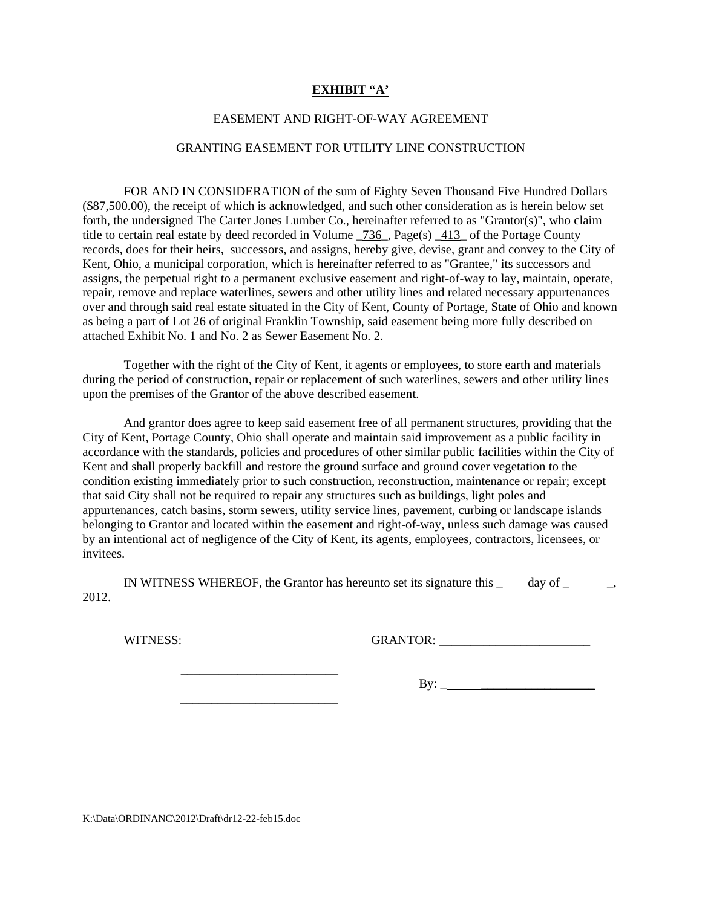**EXHIBIT "A'**

EASEMENT AND RIGHT-OF-WAY AGREEMENT

GRANTING EASEMENT FOR UTILITY LINE CONSTRUCTION

FOR AND IN CONSIDERATION of the sum of Eighty Seven Thousand Five Hundred Dollars ($87,500.00), the receipt of which is acknowledged, and such other consideration as is herein below set forth, the undersigned The Carter Jones Lumber Co., hereinafter referred to as "Grantor(s)", who claim title to certain real estate by deed recorded in Volume _736_, Page(s) _413_ of the Portage County records, does for their heirs, successors, and assigns, hereby give, devise, grant and convey to the City of Kent, Ohio, a municipal corporation, which is hereinafter referred to as "Grantee," its successors and assigns, the perpetual right to a permanent exclusive easement and right-of-way to lay, maintain, operate, repair, remove and replace waterlines, sewers and other utility lines and related necessary appurtenances over and through said real estate situated in the City of Kent, County of Portage, State of Ohio and known as being a part of Lot 26 of original Franklin Township, said easement being more fully described on attached Exhibit No. 1 and No. 2 as Sewer Easement No. 2.

Together with the right of the City of Kent, it agents or employees, to store earth and materials during the period of construction, repair or replacement of such waterlines, sewers and other utility lines upon the premises of the Grantor of the above described easement.

And grantor does agree to keep said easement free of all permanent structures, providing that the City of Kent, Portage County, Ohio shall operate and maintain said improvement as a public facility in accordance with the standards, policies and procedures of other similar public facilities within the City of Kent and shall properly backfill and restore the ground surface and ground cover vegetation to the condition existing immediately prior to such construction, reconstruction, maintenance or repair; except that said City shall not be required to repair any structures such as buildings, light poles and appurtenances, catch basins, storm sewers, utility service lines, pavement, curbing or landscape islands belonging to Grantor and located within the easement and right-of-way, unless such damage was caused by an intentional act of negligence of the City of Kent, its agents, employees, contractors, licensees, or invitees.

IN WITNESS WHEREOF, the Grantor has hereunto set its signature this ____ day of ________, 2012.

WITNESS: GRANTOR: ________________________

_________________________

By: ________________________

_________________________

K:\Data\ORDINANC\2012\Draft\dr12-22-feb15.doc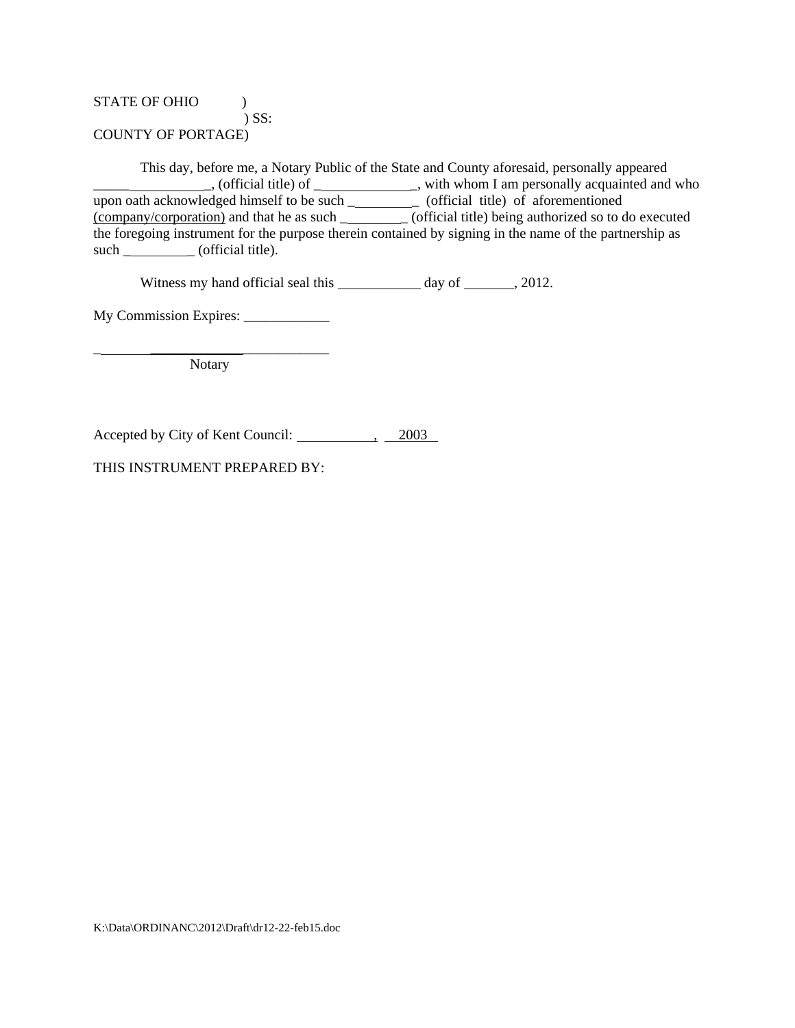STATE OF OHIO )
) SS:
COUNTY OF PORTAGE)

This day, before me, a Notary Public of the State and County aforesaid, personally appeared ________________, (official title) of ______________, with whom I am personally acquainted and who upon oath acknowledged himself to be such __________ (official title) of aforementioned (company/corporation) and that he as such _________ (official title) being authorized so to do executed the foregoing instrument for the purpose therein contained by signing in the name of the partnership as such __________ (official title).

Witness my hand official seal this ____________ day of _______, 2012.

My Commission Expires: ____________

____________________________
Notary

Accepted by City of Kent Council: ___________, 2003

THIS INSTRUMENT PREPARED BY:

K:\Data\ORDINANC\2012\Draft\dr12-22-feb15.doc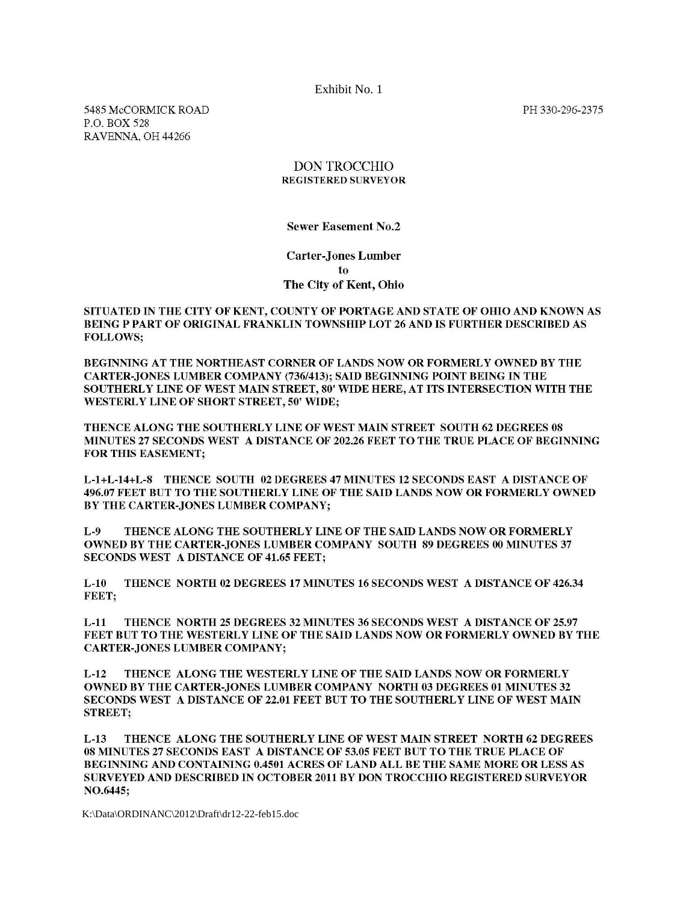Exhibit No. 1

5485 McCORMICK ROAD
P.O. BOX 528
RAVENNA, OH 44266

PH 330-296-2375

# DON TROCCHIO
## REGISTERED SURVEYOR

**Sewer Easement No.2**

**Carter-Jones Lumber**
**to**
**The City of Kent, Ohio**

**SITUATED IN THE CITY OF KENT, COUNTY OF PORTAGE AND STATE OF OHIO AND KNOWN AS BEING P PART OF ORIGINAL FRANKLIN TOWNSHIP LOT 26 AND IS FURTHER DESCRIBED AS FOLLOWS;**

**BEGINNING AT THE NORTHEAST CORNER OF LANDS NOW OR FORMERLY OWNED BY THE CARTER-JONES LUMBER COMPANY (736/413); SAID BEGINNING POINT BEING IN THE SOUTHERLY LINE OF WEST MAIN STREET, 80' WIDE HERE, AT ITS INTERSECTION WITH THE WESTERLY LINE OF SHORT STREET, 50' WIDE;**

**THENCE ALONG THE SOUTHERLY LINE OF WEST MAIN STREET SOUTH 62 DEGREES 08 MINUTES 27 SECONDS WEST A DISTANCE OF 202.26 FEET TO THE TRUE PLACE OF BEGINNING FOR THIS EASEMENT;**

**L-1+L-14+L-8 THENCE SOUTH 02 DEGREES 47 MINUTES 12 SECONDS EAST A DISTANCE OF 496.07 FEET BUT TO THE SOUTHERLY LINE OF THE SAID LANDS NOW OR FORMERLY OWNED BY THE CARTER-JONES LUMBER COMPANY;**

**L-9 THENCE ALONG THE SOUTHERLY LINE OF THE SAID LANDS NOW OR FORMERLY OWNED BY THE CARTER-JONES LUMBER COMPANY SOUTH 89 DEGREES 00 MINUTES 37 SECONDS WEST A DISTANCE OF 41.65 FEET;**

**L-10 THENCE NORTH 02 DEGREES 17 MINUTES 16 SECONDS WEST A DISTANCE OF 426.34 FEET;**

**L-11 THENCE NORTH 25 DEGREES 32 MINUTES 36 SECONDS WEST A DISTANCE OF 25.97 FEET BUT TO THE WESTERLY LINE OF THE SAID LANDS NOW OR FORMERLY OWNED BY THE CARTER-JONES LUMBER COMPANY;**

**L-12 THENCE ALONG THE WESTERLY LINE OF THE SAID LANDS NOW OR FORMERLY OWNED BY THE CARTER-JONES LUMBER COMPANY NORTH 03 DEGREES 01 MINUTES 32 SECONDS WEST A DISTANCE OF 22.01 FEET BUT TO THE SOUTHERLY LINE OF WEST MAIN STREET;**

**L-13 THENCE ALONG THE SOUTHERLY LINE OF WEST MAIN STREET NORTH 62 DEGREES 08 MINUTES 27 SECONDS EAST A DISTANCE OF 53.05 FEET BUT TO THE TRUE PLACE OF BEGINNING AND CONTAINING 0.4501 ACRES OF LAND ALL BE THE SAME MORE OR LESS AS SURVEYED AND DESCRIBED IN OCTOBER 2011 BY DON TROCCHIO REGISTERED SURVEYOR NO.6445;**

K:\Data\ORDINANC\2012\Draft\dr12-22-feb15.doc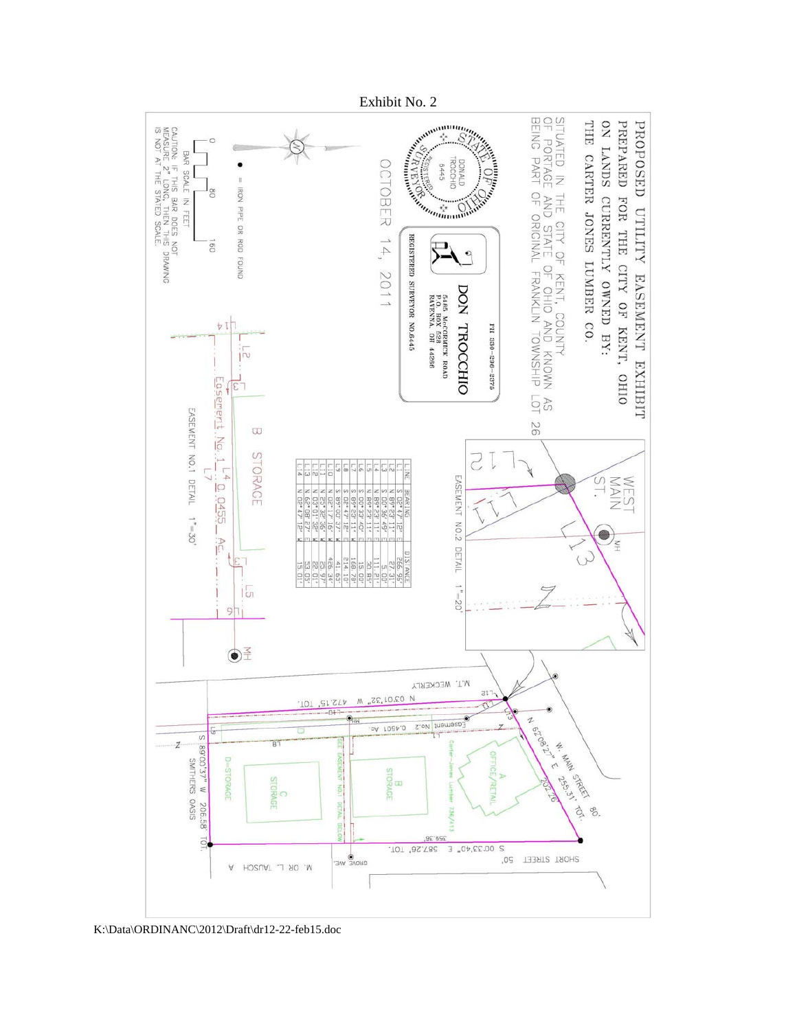Exhibit No. 2

PROPOSED UTILITY EASEMENT EXHIBIT
PREPARED FOR THE CITY OF KENT, OHIO
ON LANDS CURRENTLY OWNED BY:
THE CARTER JONES LUMBER CO.

SITUATED IN THE CITY OF KENT, COUNTY OF PORTAGE AND STATE OF OHIO AND KNOWN AS BEING PART OF ORIGINAL FRANKLIN TOWNSHIP LOT 26

STATE OF OHIO
DONALD TROCCHIO
6445
REGISTERED SURVEYOR

DON TROCCHIO
PH 330-296-2375
5485 McCORMICK ROAD
P.O. BOX 528
RAVENNA, OH 44266
REGISTERED SURVEYOR NO.6445

OCTOBER 14, 2011

● = IRON PIPE OR ROD FOUND

0 80 160
BAR SCALE IN FEET

CAUTION: IF THIS BAR DOES NOT MEASURE 2" LONG, THEN THIS DRAWING IS NOT AT THE STATED SCALE.

EASEMENT NO.2 DETAIL 1"=20'

WEST MAIN ST.

| LINE | BEARING | DISTANCE |
|---|---|---|
| L1 | S 02°47'12" E | 266.95' |
| L2 | N 89°23'11" E | 27.31' |
| L3 | S 00°36'49" E | 5.00' |
| L4 | N 89°23'11" E | 111.21' |
| L5 | N 89°23'11" E | 30.85' |
| L6 | S 00°33'40" E | 15.00' |
| L7 | S 89°23'11" W | 168.78' |
| L8 | S 02°47'12" E | 214.10' |
| L9 | S 89°00'37" W | 41.63' |
| L10 | N 02°17'16" W | 426.34' |
| L11 | N 25°32'36" W | 25.97' |
| L12 | N 03°01'32" W | 22.01' |
| L13 | N 62°08'27" E | 53.05' |
| L14 | N 02°47'12" W | 15.01' |

EASEMENT NO.1 DETAIL 1"=30'

B STORAGE

Easement No.1 0.0455 Ac.

W. MAIN STREET 80'

N 62°08'27" E 255.31' TOT.

202.26'

SHORT STREET 50'

S 00°33'40" E 587.26' TOT.

359.36'

GROVE AVE.

M. OR L. TAUSCH A

SMITHERS OASIS

S 89°00'37" W 206.58' TOT.

N 03°01'32" W 472.15' TOT.

M.T. WECKERLY

A OFFICE/RETAIL

B STORAGE

C STORAGE

D=STORAGE

Carter-Jones Lumber 736/413

Easement No.2 0.4501 Ac.

SEE EASEMENT NO.1 DETAIL BELOW

K:\Data\ORDINANC\2012\Draft\dr12-22-feb15.doc